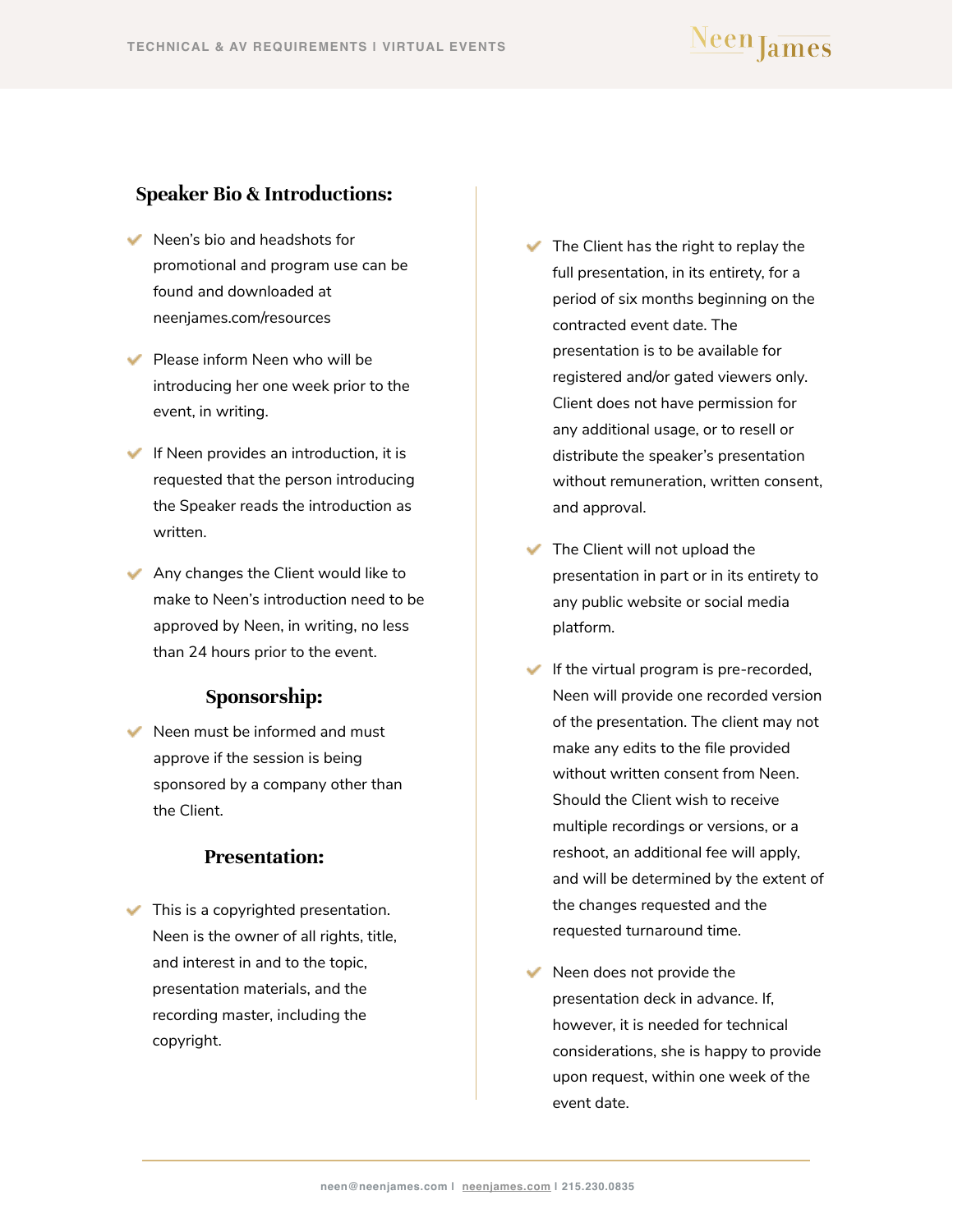## Speaker Bio & Introductions:

- Neen's bio and headshots for promotional and program use can be found and downloaded at neenjames.com/resources
- Please inform Neen who will be introducing her one week prior to the event, in writing.
- If Neen provides an introduction, it is requested that the person introducing the Speaker reads the introduction as written.
- Any changes the Client would like to make to Neen's introduction need to be approved by Neen, in writing, no less than 24 hours prior to the event.

## Sponsorship:

- Neen must be informed and must approve if the session is being sponsored by a company other than the Client.

## Presentation:

- This is a copyrighted presentation. Neen is the owner of all rights, title, and interest in and to the topic, presentation materials, and the recording master, including the copyright.
- The Client has the right to replay the full presentation, in its entirety, for a period of six months beginning on the contracted event date. The presentation is to be available for registered and/or gated viewers only. Client does not have permission for any additional usage, or to resell or distribute the speaker's presentation without remuneration, written consent, and approval.
- The Client will not upload the presentation in part or in its entirety to any public website or social media platform.
- If the virtual program is pre-recorded, Neen will provide one recorded version of the presentation. The client may not make any edits to the file provided without written consent from Neen. Should the Client wish to receive multiple recordings or versions, or a reshoot, an additional fee will apply, and will be determined by the extent of the changes requested and the requested turnaround time.
- Neen does not provide the presentation deck in advance. If, however, it is needed for technical considerations, she is happy to provide upon request, within one week of the event date.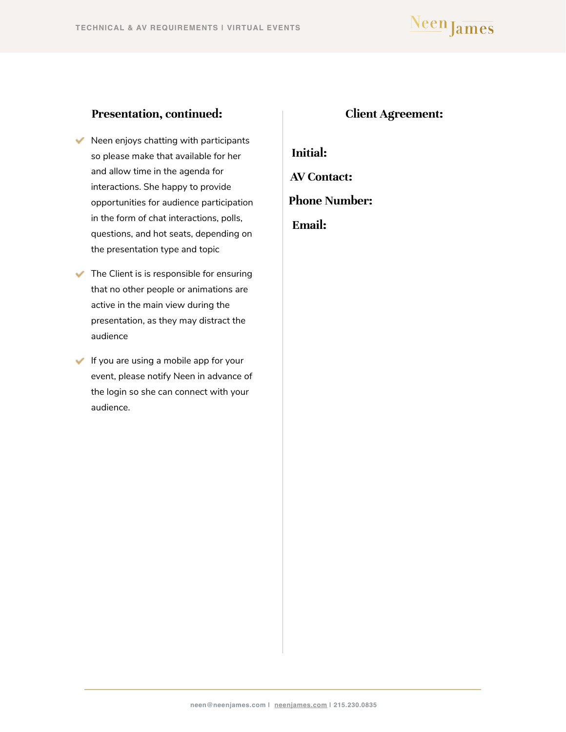## Presentation, continued:

- Neen enjoys chatting with participants so please make that available for her and allow time in the agenda for interactions. She happy to provide opportunities for audience participation in the form of chat interactions, polls, questions, and hot seats, depending on the presentation type and topic
- The Client is is responsible for ensuring that no other people or animations are active in the main view during the presentation, as they may distract the audience
- If you are using a mobile app for your event, please notify Neen in advance of the login so she can connect with your audience.

## Client Agreement:

**Initial:**

**AV Contact:**

**Phone Number:**

**Email:**